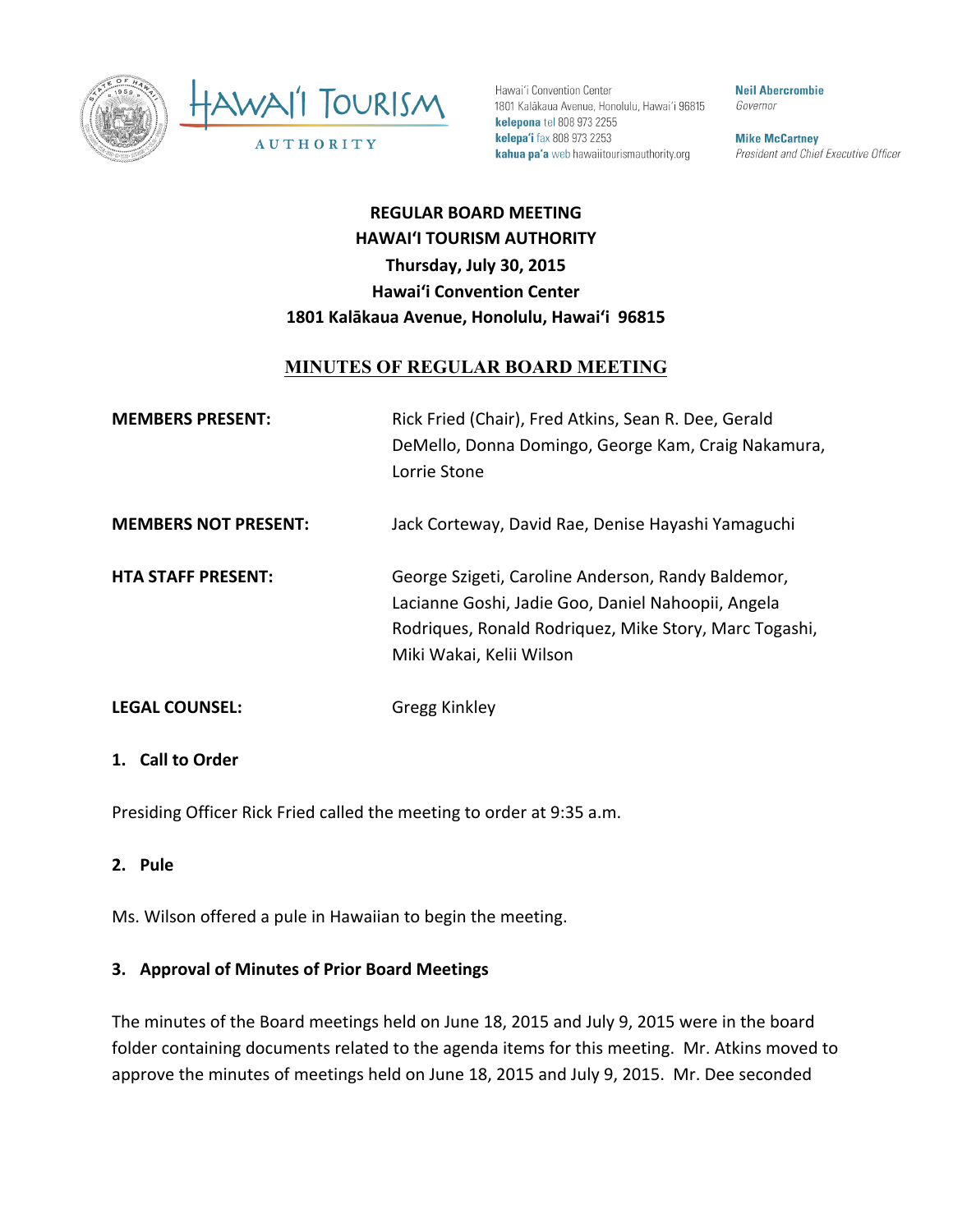Hawai'i Convention Center
1801 Kalākaua Avenue, Honolulu, Hawai'i 96815
**kelepona** tel 808 973 2255
**kelepa'i** fax 808 973 2253
**kahua pa'a** web hawaiitourismauthority.org

**Neil Abercrombie**
*Governor*

**Mike McCartney**
*President and Chief Executive Officer*

**REGULAR BOARD MEETING**
**HAWAI'I TOURISM AUTHORITY**
**Thursday, July 30, 2015**
**Hawai'i Convention Center**
**1801 Kalākaua Avenue, Honolulu, Hawai'i 96815**

# MINUTES OF REGULAR BOARD MEETING

**MEMBERS PRESENT:** Rick Fried (Chair), Fred Atkins, Sean R. Dee, Gerald DeMello, Donna Domingo, George Kam, Craig Nakamura, Lorrie Stone

**MEMBERS NOT PRESENT:** Jack Corteway, David Rae, Denise Hayashi Yamaguchi

**HTA STAFF PRESENT:** George Szigeti, Caroline Anderson, Randy Baldemor, Lacianne Goshi, Jadie Goo, Daniel Nahoopii, Angela Rodriques, Ronald Rodriquez, Mike Story, Marc Togashi, Miki Wakai, Kelii Wilson

**LEGAL COUNSEL:** Gregg Kinkley

## 1. Call to Order

Presiding Officer Rick Fried called the meeting to order at 9:35 a.m.

## 2. Pule

Ms. Wilson offered a pule in Hawaiian to begin the meeting.

## 3. Approval of Minutes of Prior Board Meetings

The minutes of the Board meetings held on June 18, 2015 and July 9, 2015 were in the board folder containing documents related to the agenda items for this meeting. Mr. Atkins moved to approve the minutes of meetings held on June 18, 2015 and July 9, 2015. Mr. Dee seconded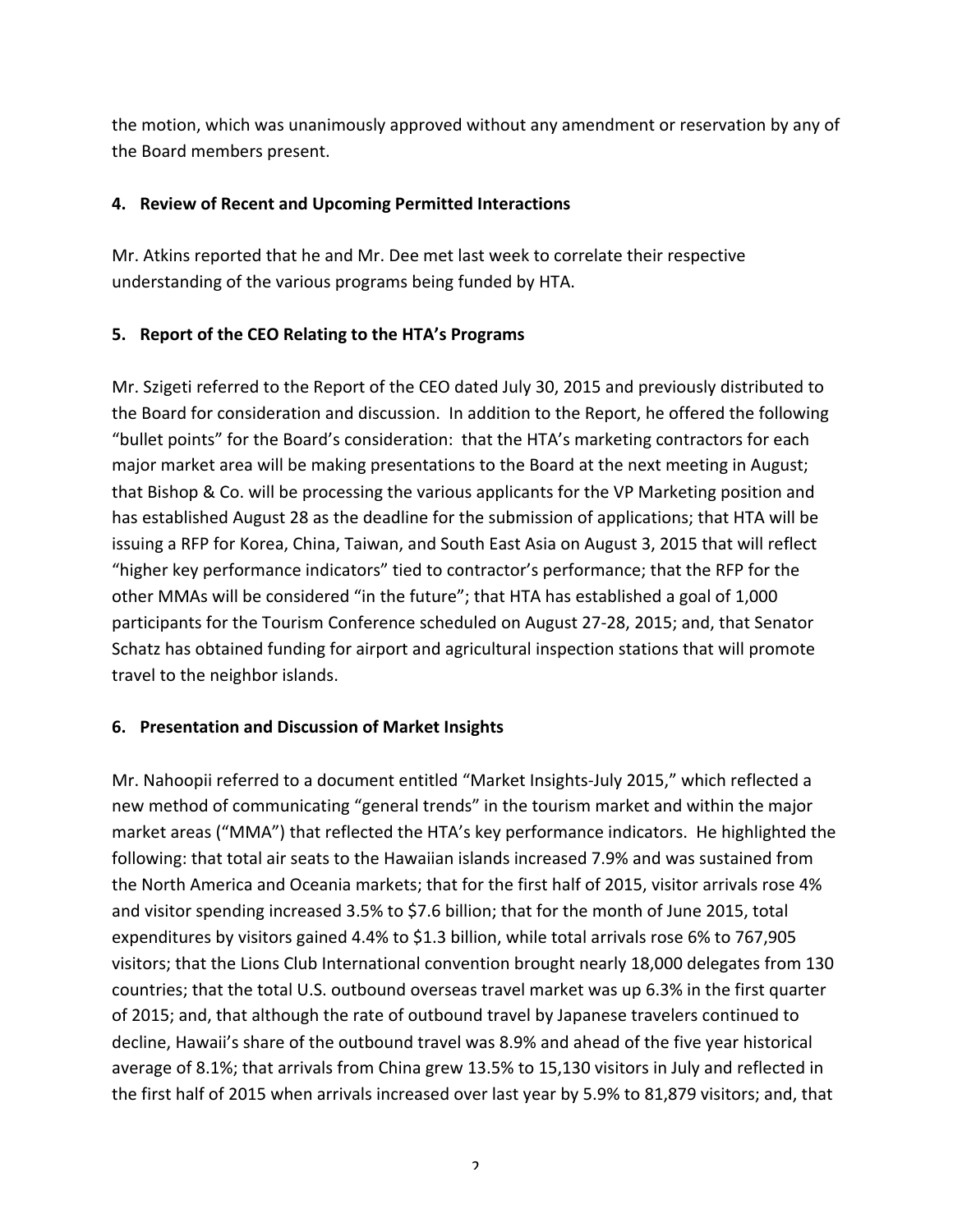the motion, which was unanimously approved without any amendment or reservation by any of the Board members present.

**4. Review of Recent and Upcoming Permitted Interactions**

Mr. Atkins reported that he and Mr. Dee met last week to correlate their respective understanding of the various programs being funded by HTA.

**5. Report of the CEO Relating to the HTA's Programs**

Mr. Szigeti referred to the Report of the CEO dated July 30, 2015 and previously distributed to the Board for consideration and discussion. In addition to the Report, he offered the following "bullet points" for the Board's consideration: that the HTA's marketing contractors for each major market area will be making presentations to the Board at the next meeting in August; that Bishop & Co. will be processing the various applicants for the VP Marketing position and has established August 28 as the deadline for the submission of applications; that HTA will be issuing a RFP for Korea, China, Taiwan, and South East Asia on August 3, 2015 that will reflect "higher key performance indicators" tied to contractor's performance; that the RFP for the other MMAs will be considered "in the future"; that HTA has established a goal of 1,000 participants for the Tourism Conference scheduled on August 27-28, 2015; and, that Senator Schatz has obtained funding for airport and agricultural inspection stations that will promote travel to the neighbor islands.

**6. Presentation and Discussion of Market Insights**

Mr. Nahoopii referred to a document entitled "Market Insights-July 2015," which reflected a new method of communicating "general trends" in the tourism market and within the major market areas ("MMA") that reflected the HTA's key performance indicators. He highlighted the following: that total air seats to the Hawaiian islands increased 7.9% and was sustained from the North America and Oceania markets; that for the first half of 2015, visitor arrivals rose 4% and visitor spending increased 3.5% to $7.6 billion; that for the month of June 2015, total expenditures by visitors gained 4.4% to $1.3 billion, while total arrivals rose 6% to 767,905 visitors; that the Lions Club International convention brought nearly 18,000 delegates from 130 countries; that the total U.S. outbound overseas travel market was up 6.3% in the first quarter of 2015; and, that although the rate of outbound travel by Japanese travelers continued to decline, Hawaii's share of the outbound travel was 8.9% and ahead of the five year historical average of 8.1%; that arrivals from China grew 13.5% to 15,130 visitors in July and reflected in the first half of 2015 when arrivals increased over last year by 5.9% to 81,879 visitors; and, that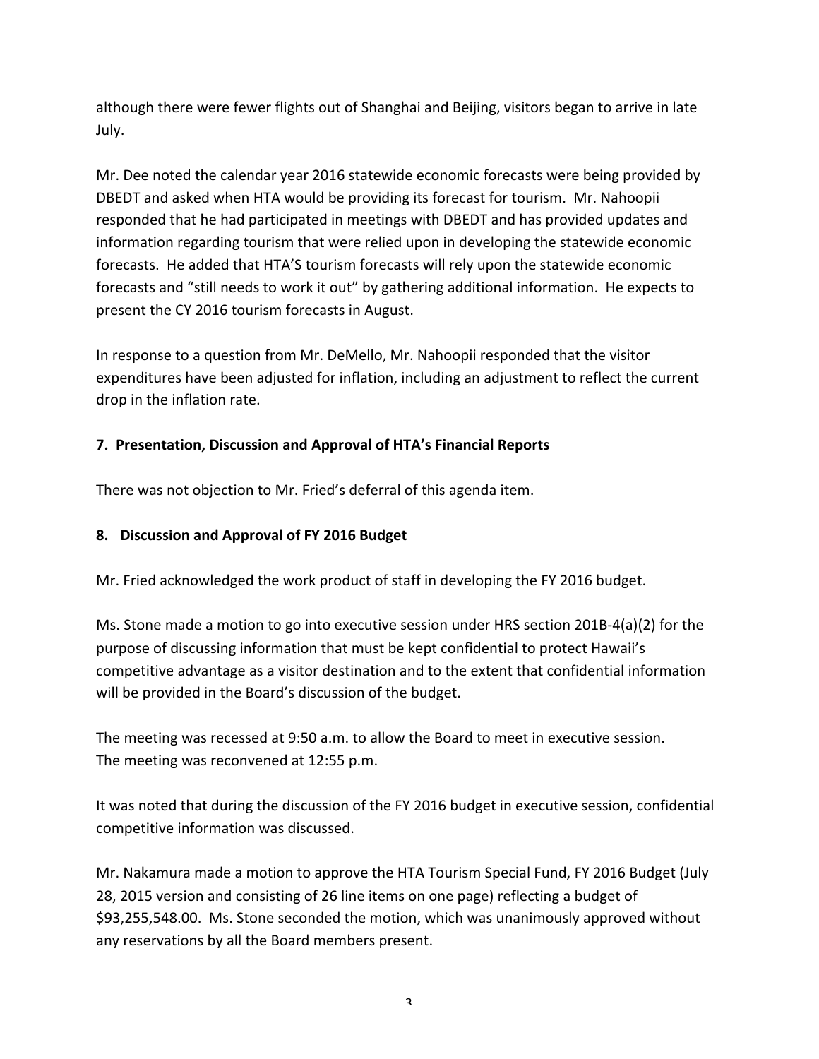although there were fewer flights out of Shanghai and Beijing, visitors began to arrive in late July.

Mr. Dee noted the calendar year 2016 statewide economic forecasts were being provided by DBEDT and asked when HTA would be providing its forecast for tourism. Mr. Nahoopii responded that he had participated in meetings with DBEDT and has provided updates and information regarding tourism that were relied upon in developing the statewide economic forecasts. He added that HTA'S tourism forecasts will rely upon the statewide economic forecasts and "still needs to work it out" by gathering additional information. He expects to present the CY 2016 tourism forecasts in August.

In response to a question from Mr. DeMello, Mr. Nahoopii responded that the visitor expenditures have been adjusted for inflation, including an adjustment to reflect the current drop in the inflation rate.

### 7. Presentation, Discussion and Approval of HTA's Financial Reports

There was not objection to Mr. Fried's deferral of this agenda item.

### 8. Discussion and Approval of FY 2016 Budget

Mr. Fried acknowledged the work product of staff in developing the FY 2016 budget.

Ms. Stone made a motion to go into executive session under HRS section 201B-4(a)(2) for the purpose of discussing information that must be kept confidential to protect Hawaii's competitive advantage as a visitor destination and to the extent that confidential information will be provided in the Board's discussion of the budget.

The meeting was recessed at 9:50 a.m. to allow the Board to meet in executive session.
The meeting was reconvened at 12:55 p.m.

It was noted that during the discussion of the FY 2016 budget in executive session, confidential competitive information was discussed.

Mr. Nakamura made a motion to approve the HTA Tourism Special Fund, FY 2016 Budget (July 28, 2015 version and consisting of 26 line items on one page) reflecting a budget of $93,255,548.00. Ms. Stone seconded the motion, which was unanimously approved without any reservations by all the Board members present.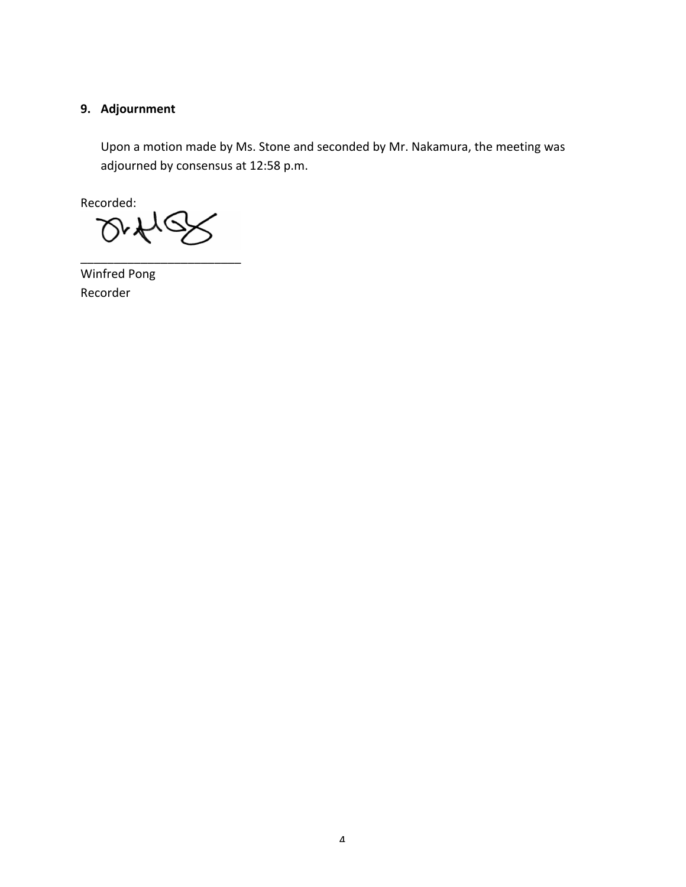## 9. Adjournment

Upon a motion made by Ms. Stone and seconded by Mr. Nakamura, the meeting was adjourned by consensus at 12:58 p.m.

Recorded:

________________________

Winfred Pong
Recorder